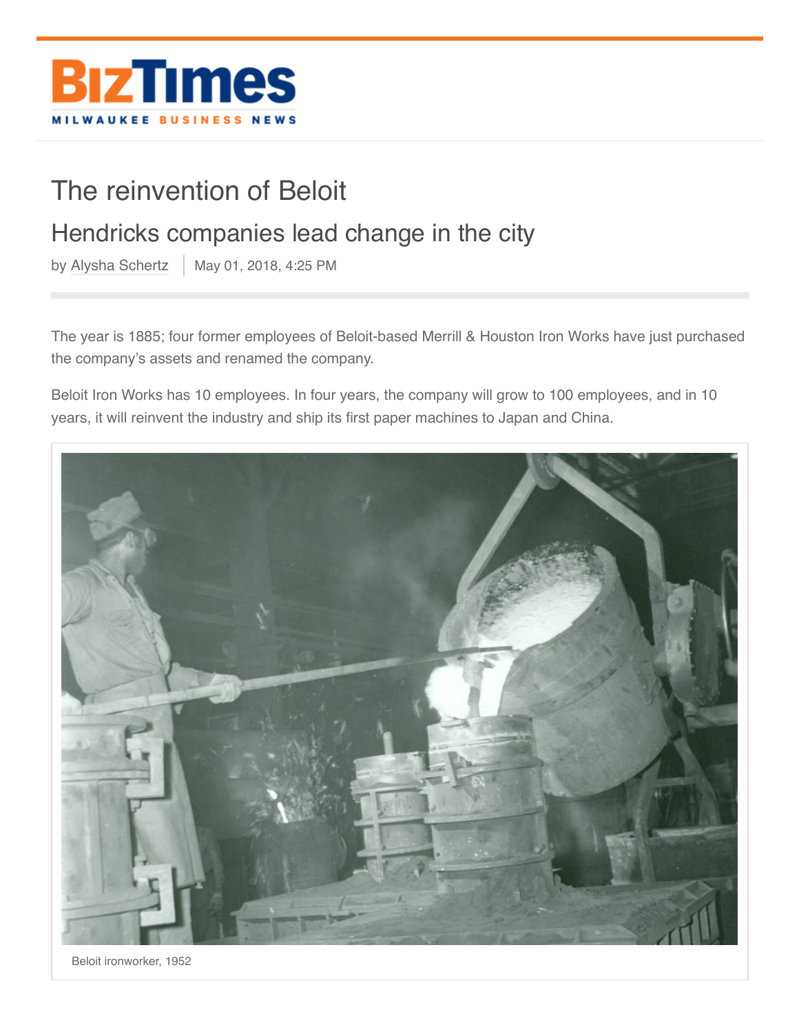# The reinvention of Beloit

## Hendricks companies lead change in the city

by Alysha Schertz | May 01, 2018, 4:25 PM

The year is 1885; four former employees of Beloit-based Merrill & Houston Iron Works have just purchased the company's assets and renamed the company.

Beloit Iron Works has 10 employees. In four years, the company will grow to 100 employees, and in 10 years, it will reinvent the industry and ship its first paper machines to Japan and China.

Beloit ironworker, 1952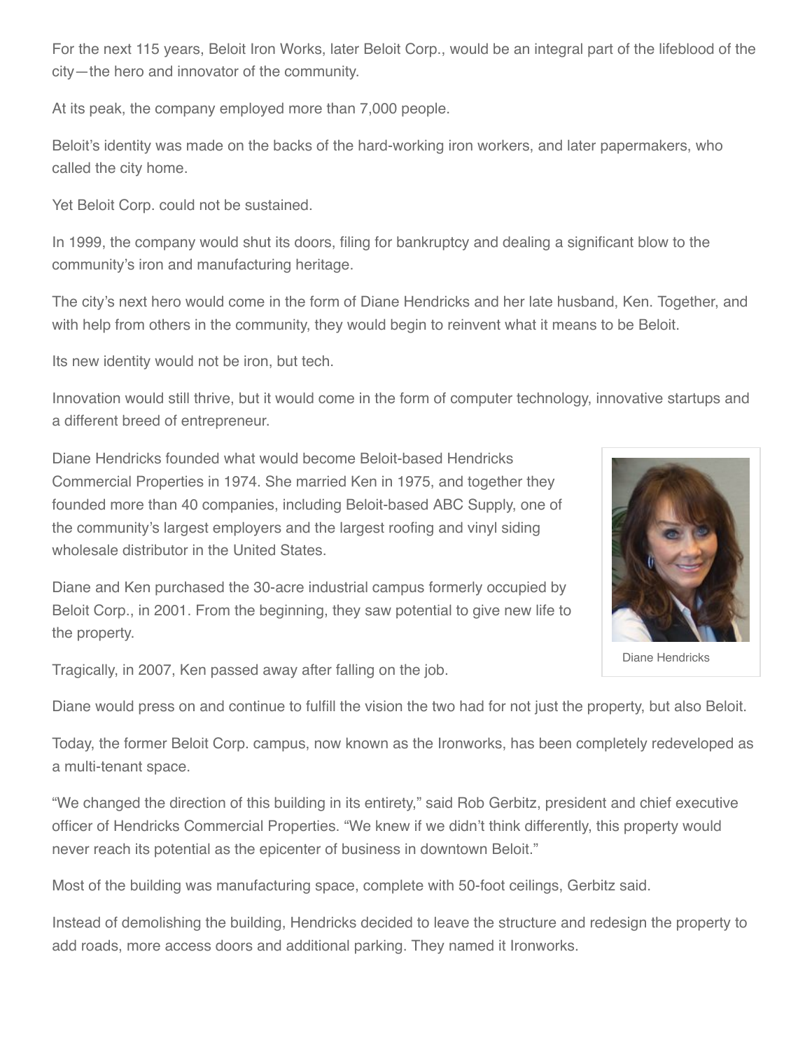For the next 115 years, Beloit Iron Works, later Beloit Corp., would be an integral part of the lifeblood of the city—the hero and innovator of the community.

At its peak, the company employed more than 7,000 people.

Beloit's identity was made on the backs of the hard-working iron workers, and later papermakers, who called the city home.

Yet Beloit Corp. could not be sustained.

In 1999, the company would shut its doors, filing for bankruptcy and dealing a significant blow to the community's iron and manufacturing heritage.

The city's next hero would come in the form of Diane Hendricks and her late husband, Ken. Together, and with help from others in the community, they would begin to reinvent what it means to be Beloit.

Its new identity would not be iron, but tech.

Innovation would still thrive, but it would come in the form of computer technology, innovative startups and a different breed of entrepreneur.

Diane Hendricks founded what would become Beloit-based Hendricks Commercial Properties in 1974. She married Ken in 1975, and together they founded more than 40 companies, including Beloit-based ABC Supply, one of the community's largest employers and the largest roofing and vinyl siding wholesale distributor in the United States.

Diane Hendricks

Diane and Ken purchased the 30-acre industrial campus formerly occupied by Beloit Corp., in 2001. From the beginning, they saw potential to give new life to the property.

Tragically, in 2007, Ken passed away after falling on the job.

Diane would press on and continue to fulfill the vision the two had for not just the property, but also Beloit.

Today, the former Beloit Corp. campus, now known as the Ironworks, has been completely redeveloped as a multi-tenant space.

"We changed the direction of this building in its entirety," said Rob Gerbitz, president and chief executive officer of Hendricks Commercial Properties. "We knew if we didn't think differently, this property would never reach its potential as the epicenter of business in downtown Beloit."

Most of the building was manufacturing space, complete with 50-foot ceilings, Gerbitz said.

Instead of demolishing the building, Hendricks decided to leave the structure and redesign the property to add roads, more access doors and additional parking. They named it Ironworks.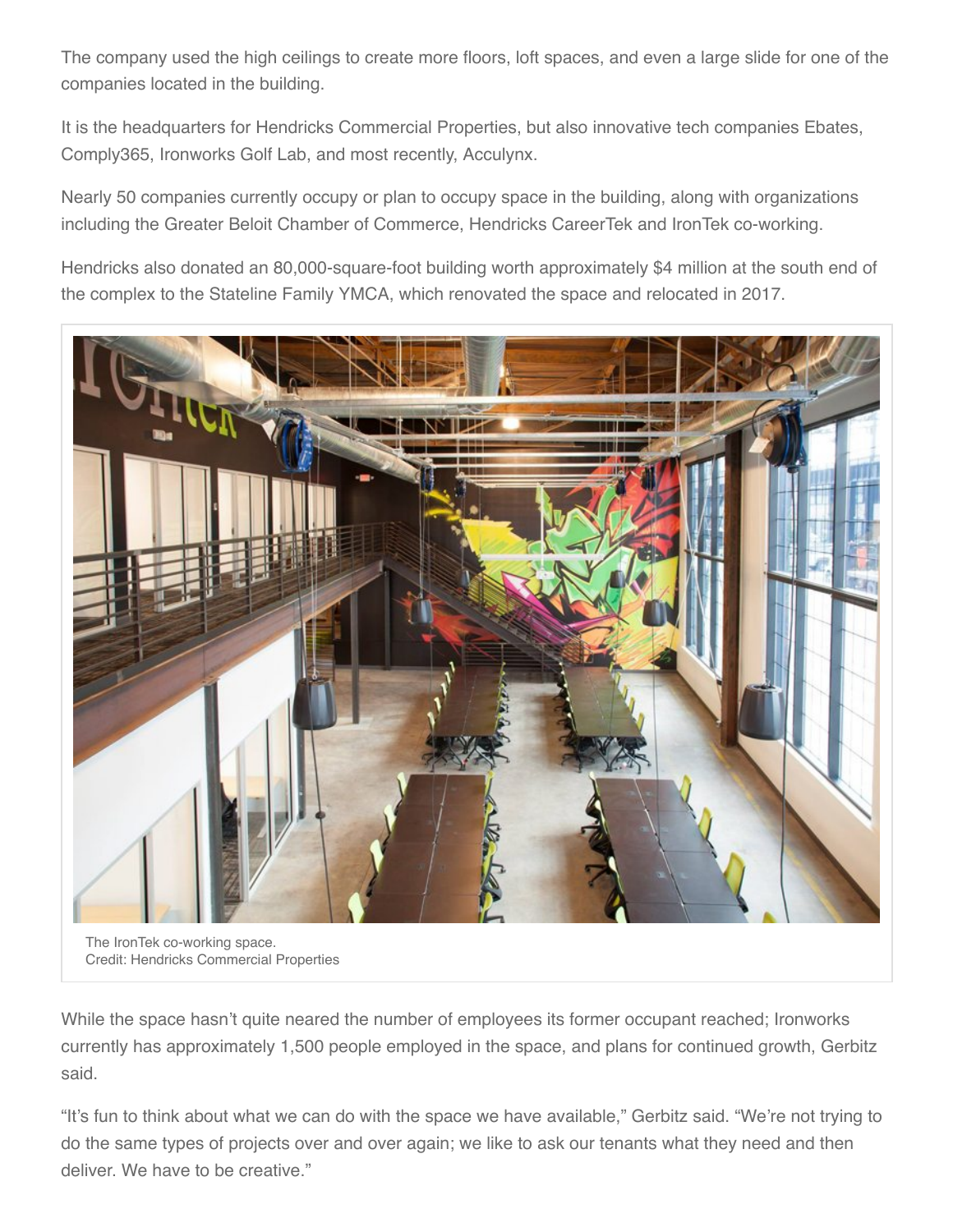The company used the high ceilings to create more floors, loft spaces, and even a large slide for one of the companies located in the building.

It is the headquarters for Hendricks Commercial Properties, but also innovative tech companies Ebates, Comply365, Ironworks Golf Lab, and most recently, Acculynx.

Nearly 50 companies currently occupy or plan to occupy space in the building, along with organizations including the Greater Beloit Chamber of Commerce, Hendricks CareerTek and IronTek co-working.

Hendricks also donated an 80,000-square-foot building worth approximately $4 million at the south end of the complex to the Stateline Family YMCA, which renovated the space and relocated in 2017.

The IronTek co-working space.
Credit: Hendricks Commercial Properties

While the space hasn't quite neared the number of employees its former occupant reached; Ironworks currently has approximately 1,500 people employed in the space, and plans for continued growth, Gerbitz said.

"It's fun to think about what we can do with the space we have available," Gerbitz said. "We're not trying to do the same types of projects over and over again; we like to ask our tenants what they need and then deliver. We have to be creative."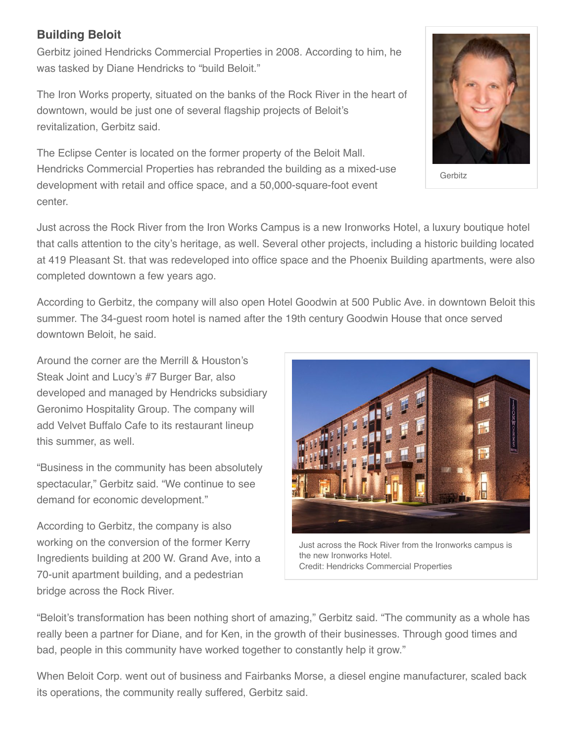## Building Beloit

Gerbitz joined Hendricks Commercial Properties in 2008. According to him, he was tasked by Diane Hendricks to "build Beloit."

The Iron Works property, situated on the banks of the Rock River in the heart of downtown, would be just one of several flagship projects of Beloit's revitalization, Gerbitz said.

The Eclipse Center is located on the former property of the Beloit Mall. Hendricks Commercial Properties has rebranded the building as a mixed-use development with retail and office space, and a 50,000-square-foot event center.

Gerbitz

Just across the Rock River from the Iron Works Campus is a new Ironworks Hotel, a luxury boutique hotel that calls attention to the city's heritage, as well. Several other projects, including a historic building located at 419 Pleasant St. that was redeveloped into office space and the Phoenix Building apartments, were also completed downtown a few years ago.

According to Gerbitz, the company will also open Hotel Goodwin at 500 Public Ave. in downtown Beloit this summer. The 34-guest room hotel is named after the 19th century Goodwin House that once served downtown Beloit, he said.

Around the corner are the Merrill & Houston's Steak Joint and Lucy's #7 Burger Bar, also developed and managed by Hendricks subsidiary Geronimo Hospitality Group. The company will add Velvet Buffalo Cafe to its restaurant lineup this summer, as well.

"Business in the community has been absolutely spectacular," Gerbitz said. "We continue to see demand for economic development."

According to Gerbitz, the company is also working on the conversion of the former Kerry Ingredients building at 200 W. Grand Ave, into a 70-unit apartment building, and a pedestrian bridge across the Rock River.

Just across the Rock River from the Ironworks campus is the new Ironworks Hotel.
Credit: Hendricks Commercial Properties

"Beloit's transformation has been nothing short of amazing," Gerbitz said. "The community as a whole has really been a partner for Diane, and for Ken, in the growth of their businesses. Through good times and bad, people in this community have worked together to constantly help it grow."

When Beloit Corp. went out of business and Fairbanks Morse, a diesel engine manufacturer, scaled back its operations, the community really suffered, Gerbitz said.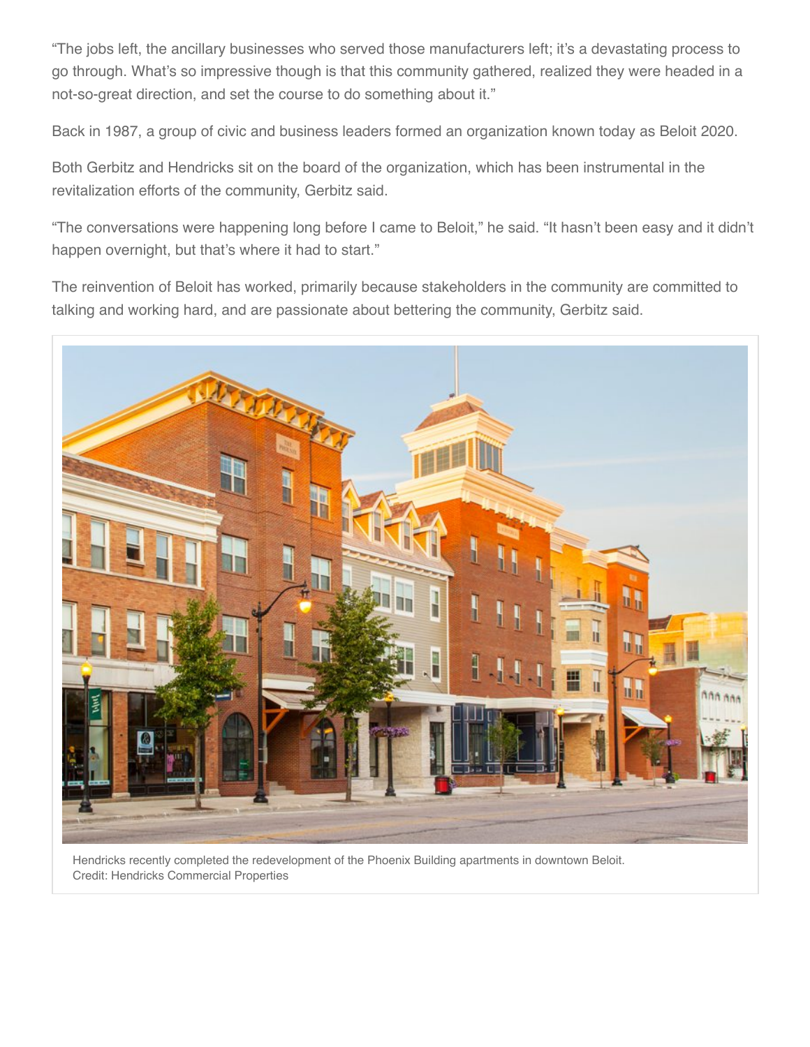"The jobs left, the ancillary businesses who served those manufacturers left; it's a devastating process to go through. What's so impressive though is that this community gathered, realized they were headed in a not-so-great direction, and set the course to do something about it."

Back in 1987, a group of civic and business leaders formed an organization known today as Beloit 2020.

Both Gerbitz and Hendricks sit on the board of the organization, which has been instrumental in the revitalization efforts of the community, Gerbitz said.

"The conversations were happening long before I came to Beloit," he said. "It hasn't been easy and it didn't happen overnight, but that's where it had to start."

The reinvention of Beloit has worked, primarily because stakeholders in the community are committed to talking and working hard, and are passionate about bettering the community, Gerbitz said.

Hendricks recently completed the redevelopment of the Phoenix Building apartments in downtown Beloit.
Credit: Hendricks Commercial Properties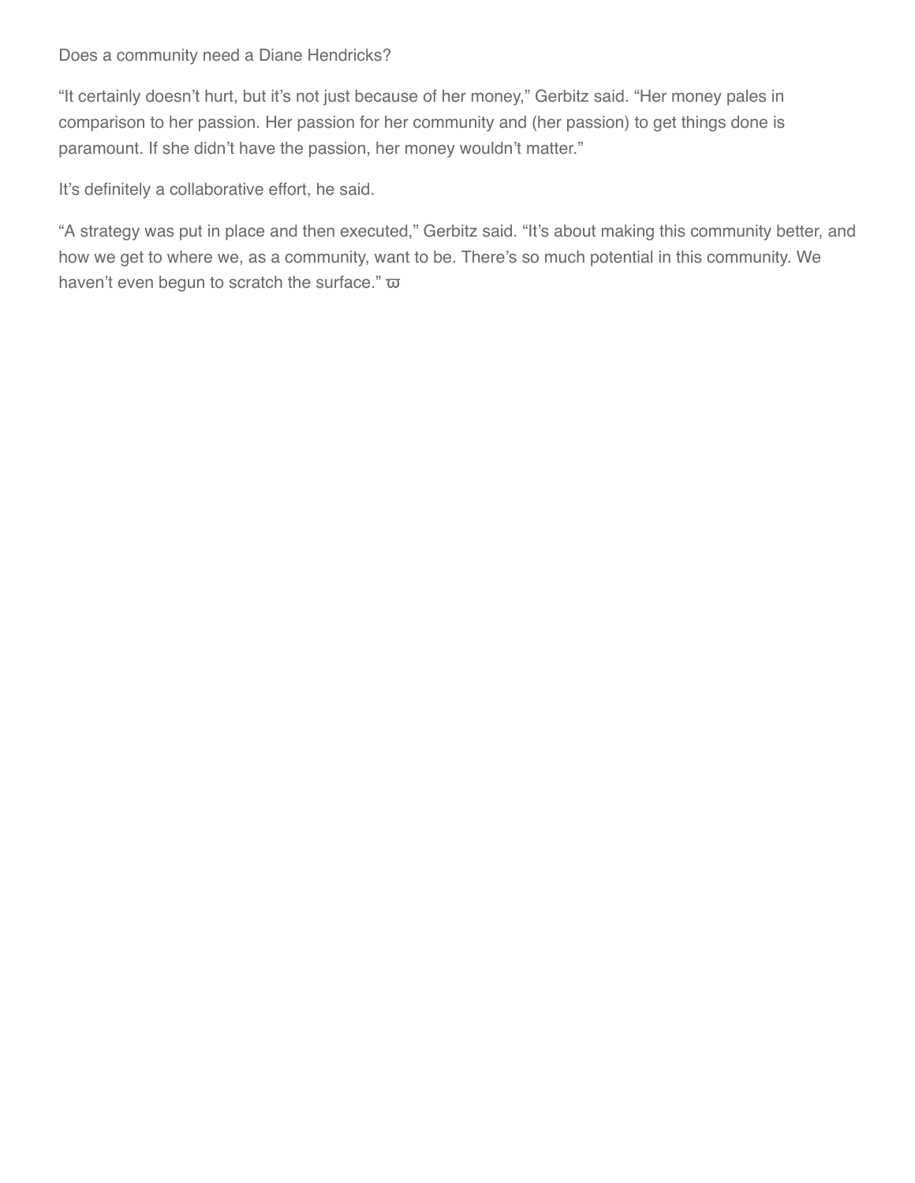Does a community need a Diane Hendricks?

“It certainly doesn’t hurt, but it’s not just because of her money,” Gerbitz said. “Her money pales in comparison to her passion. Her passion for her community and (her passion) to get things done is paramount. If she didn’t have the passion, her money wouldn’t matter.”

It’s definitely a collaborative effort, he said.

“A strategy was put in place and then executed,” Gerbitz said. “It’s about making this community better, and how we get to where we, as a community, want to be. There’s so much potential in this community. We haven’t even begun to scratch the surface.” ϖ